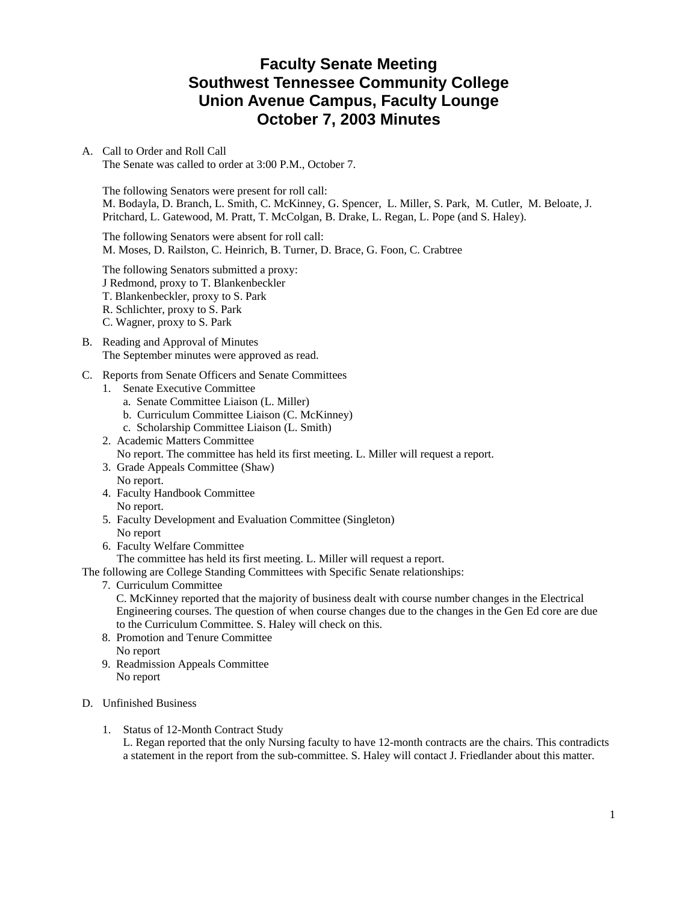# Faculty Senate Meeting
# Southwest Tennessee Community College
# Union Avenue Campus, Faculty Lounge
# October 7, 2003 Minutes

A. Call to Order and Roll Call

The Senate was called to order at 3:00 P.M., October 7.

The following Senators were present for roll call:
M. Bodayla, D. Branch, L. Smith, C. McKinney, G. Spencer, L. Miller, S. Park, M. Cutler, M. Beloate, J. Pritchard, L. Gatewood, M. Pratt, T. McColgan, B. Drake, L. Regan, L. Pope (and S. Haley).

The following Senators were absent for roll call:
M. Moses, D. Railston, C. Heinrich, B. Turner, D. Brace, G. Foon, C. Crabtree

The following Senators submitted a proxy:
J Redmond, proxy to T. Blankenbeckler
T. Blankenbeckler, proxy to S. Park
R. Schlichter, proxy to S. Park
C. Wagner, proxy to S. Park

B. Reading and Approval of Minutes

The September minutes were approved as read.

C. Reports from Senate Officers and Senate Committees

1. Senate Executive Committee
   a. Senate Committee Liaison (L. Miller)
   b. Curriculum Committee Liaison (C. McKinney)
   c. Scholarship Committee Liaison (L. Smith)
2. Academic Matters Committee
   No report. The committee has held its first meeting. L. Miller will request a report.
3. Grade Appeals Committee (Shaw)
   No report.
4. Faculty Handbook Committee
   No report.
5. Faculty Development and Evaluation Committee (Singleton)
   No report
6. Faculty Welfare Committee
   The committee has held its first meeting. L. Miller will request a report.

The following are College Standing Committees with Specific Senate relationships:

7. Curriculum Committee
   C. McKinney reported that the majority of business dealt with course number changes in the Electrical Engineering courses. The question of when course changes due to the changes in the Gen Ed core are due to the Curriculum Committee. S. Haley will check on this.
8. Promotion and Tenure Committee
   No report
9. Readmission Appeals Committee
   No report

D. Unfinished Business

1. Status of 12-Month Contract Study
   L. Regan reported that the only Nursing faculty to have 12-month contracts are the chairs. This contradicts a statement in the report from the sub-committee. S. Haley will contact J. Friedlander about this matter.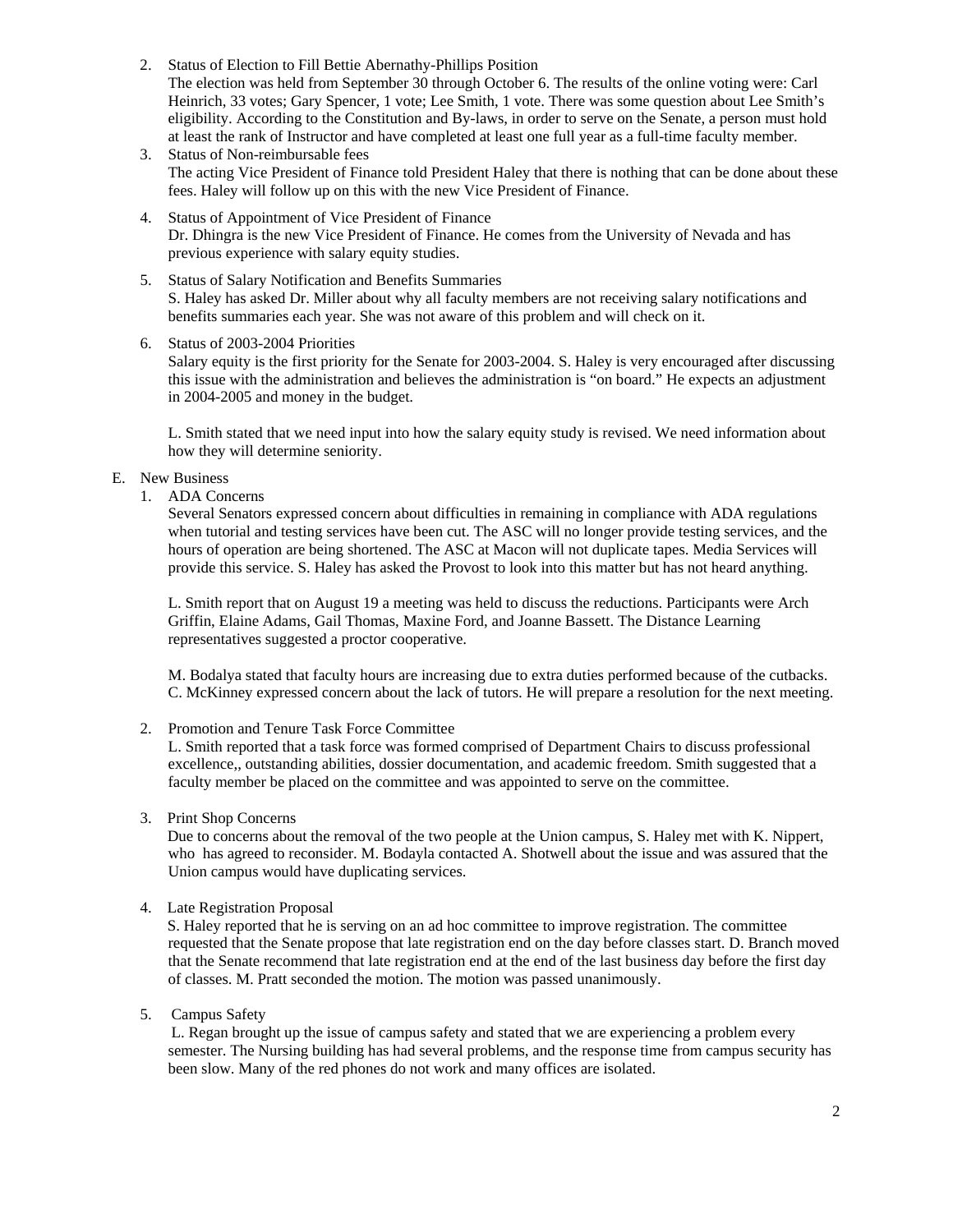2. Status of Election to Fill Bettie Abernathy-Phillips Position
   The election was held from September 30 through October 6. The results of the online voting were: Carl Heinrich, 33 votes; Gary Spencer, 1 vote; Lee Smith, 1 vote. There was some question about Lee Smith's eligibility. According to the Constitution and By-laws, in order to serve on the Senate, a person must hold at least the rank of Instructor and have completed at least one full year as a full-time faculty member.
3. Status of Non-reimbursable fees
   The acting Vice President of Finance told President Haley that there is nothing that can be done about these fees. Haley will follow up on this with the new Vice President of Finance.
4. Status of Appointment of Vice President of Finance
   Dr. Dhingra is the new Vice President of Finance. He comes from the University of Nevada and has previous experience with salary equity studies.
5. Status of Salary Notification and Benefits Summaries
   S. Haley has asked Dr. Miller about why all faculty members are not receiving salary notifications and benefits summaries each year. She was not aware of this problem and will check on it.
6. Status of 2003-2004 Priorities
   Salary equity is the first priority for the Senate for 2003-2004. S. Haley is very encouraged after discussing this issue with the administration and believes the administration is "on board." He expects an adjustment in 2004-2005 and money in the budget.

   L. Smith stated that we need input into how the salary equity study is revised. We need information about how they will determine seniority.

E. New Business

1. ADA Concerns
   Several Senators expressed concern about difficulties in remaining in compliance with ADA regulations when tutorial and testing services have been cut. The ASC will no longer provide testing services, and the hours of operation are being shortened. The ASC at Macon will not duplicate tapes. Media Services will provide this service. S. Haley has asked the Provost to look into this matter but has not heard anything.

   L. Smith report that on August 19 a meeting was held to discuss the reductions. Participants were Arch Griffin, Elaine Adams, Gail Thomas, Maxine Ford, and Joanne Bassett. The Distance Learning representatives suggested a proctor cooperative.

   M. Bodalya stated that faculty hours are increasing due to extra duties performed because of the cutbacks. C. McKinney expressed concern about the lack of tutors. He will prepare a resolution for the next meeting.

2. Promotion and Tenure Task Force Committee
   L. Smith reported that a task force was formed comprised of Department Chairs to discuss professional excellence,, outstanding abilities, dossier documentation, and academic freedom. Smith suggested that a faculty member be placed on the committee and was appointed to serve on the committee.

3. Print Shop Concerns
   Due to concerns about the removal of the two people at the Union campus, S. Haley met with K. Nippert, who has agreed to reconsider. M. Bodayla contacted A. Shotwell about the issue and was assured that the Union campus would have duplicating services.

4. Late Registration Proposal
   S. Haley reported that he is serving on an ad hoc committee to improve registration. The committee requested that the Senate propose that late registration end on the day before classes start. D. Branch moved that the Senate recommend that late registration end at the end of the last business day before the first day of classes. M. Pratt seconded the motion. The motion was passed unanimously.

5. Campus Safety
   L. Regan brought up the issue of campus safety and stated that we are experiencing a problem every semester. The Nursing building has had several problems, and the response time from campus security has been slow. Many of the red phones do not work and many offices are isolated.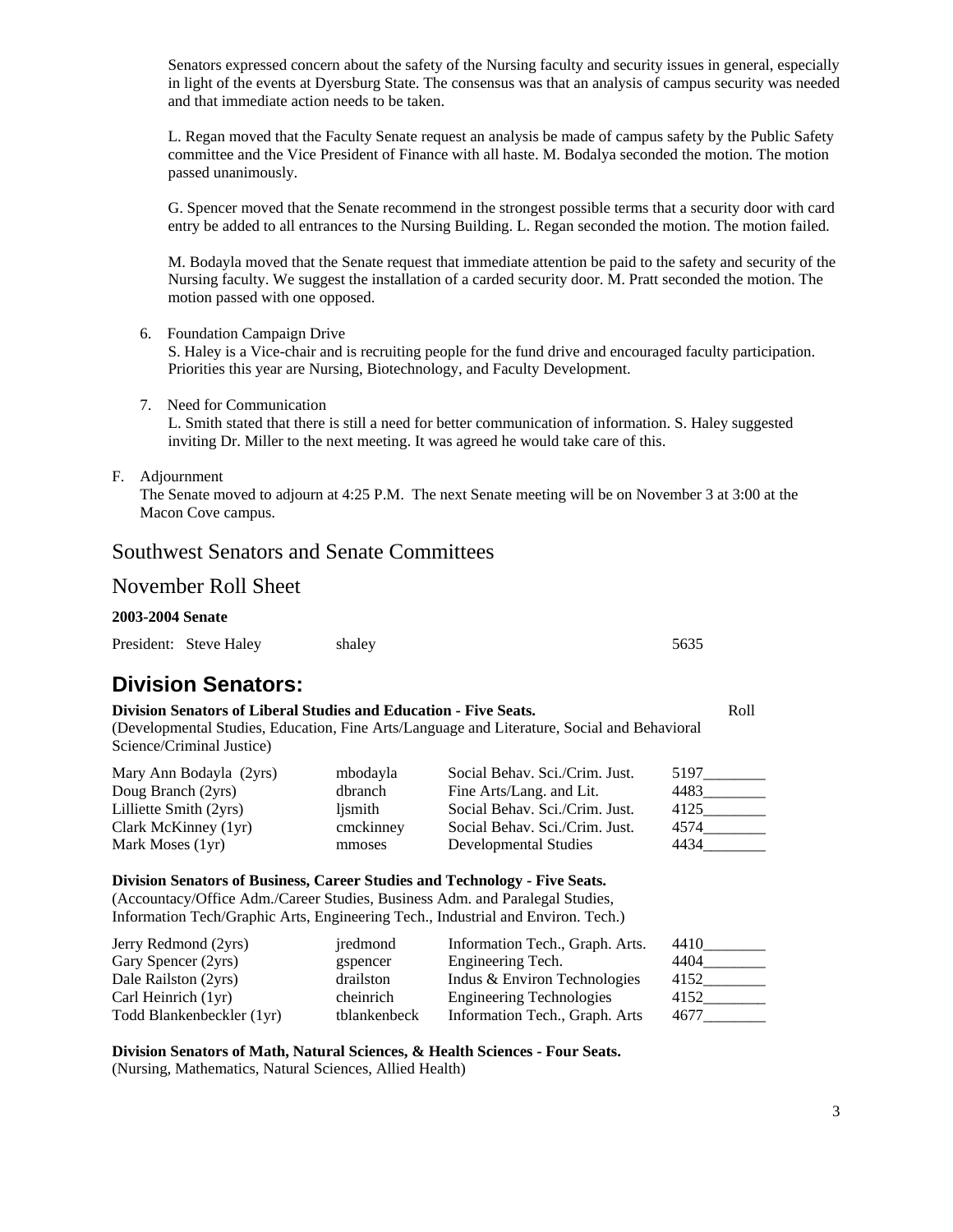Senators expressed concern about the safety of the Nursing faculty and security issues in general, especially in light of the events at Dyersburg State. The consensus was that an analysis of campus security was needed and that immediate action needs to be taken.

L. Regan moved that the Faculty Senate request an analysis be made of campus safety by the Public Safety committee and the Vice President of Finance with all haste. M. Bodalya seconded the motion. The motion passed unanimously.

G. Spencer moved that the Senate recommend in the strongest possible terms that a security door with card entry be added to all entrances to the Nursing Building. L. Regan seconded the motion. The motion failed.

M. Bodayla moved that the Senate request that immediate attention be paid to the safety and security of the Nursing faculty. We suggest the installation of a carded security door. M. Pratt seconded the motion. The motion passed with one opposed.

6. Foundation Campaign Drive
   S. Haley is a Vice-chair and is recruiting people for the fund drive and encouraged faculty participation. Priorities this year are Nursing, Biotechnology, and Faculty Development.

7. Need for Communication
   L. Smith stated that there is still a need for better communication of information. S. Haley suggested inviting Dr. Miller to the next meeting. It was agreed he would take care of this.

F. Adjournment
   The Senate moved to adjourn at 4:25 P.M. The next Senate meeting will be on November 3 at 3:00 at the Macon Cove campus.

## Southwest Senators and Senate Committees

## November Roll Sheet

**2003-2004 Senate**

President: Steve Haley — shaley — 5635

# Division Senators:

**Division Senators of Liberal Studies and Education - Five Seats.**
(Developmental Studies, Education, Fine Arts/Language and Literature, Social and Behavioral Science/Criminal Justice)

| Name | Email | Department | Roll |
|---|---|---|---|
| Mary Ann Bodayla (2yrs) | mbodayla | Social Behav. Sci./Crim. Just. | 5197________ |
| Doug Branch (2yrs) | dbranch | Fine Arts/Lang. and Lit. | 4483________ |
| Lilliette Smith (2yrs) | ljsmith | Social Behav. Sci./Crim. Just. | 4125________ |
| Clark McKinney (1yr) | cmckinney | Social Behav. Sci./Crim. Just. | 4574________ |
| Mark Moses (1yr) | mmoses | Developmental Studies | 4434________ |

**Division Senators of Business, Career Studies and Technology - Five Seats.**
(Accountacy/Office Adm./Career Studies, Business Adm. and Paralegal Studies, Information Tech/Graphic Arts, Engineering Tech., Industrial and Environ. Tech.)

| Name | Email | Department | Roll |
|---|---|---|---|
| Jerry Redmond (2yrs) | jredmond | Information Tech., Graph. Arts. | 4410________ |
| Gary Spencer (2yrs) | gspencer | Engineering Tech. | 4404________ |
| Dale Railston (2yrs) | drailston | Indus & Environ Technologies | 4152________ |
| Carl Heinrich (1yr) | cheinrich | Engineering Technologies | 4152________ |
| Todd Blankenbeckler (1yr) | tblankenbeck | Information Tech., Graph. Arts | 4677________ |

**Division Senators of Math, Natural Sciences, & Health Sciences - Four Seats.**
(Nursing, Mathematics, Natural Sciences, Allied Health)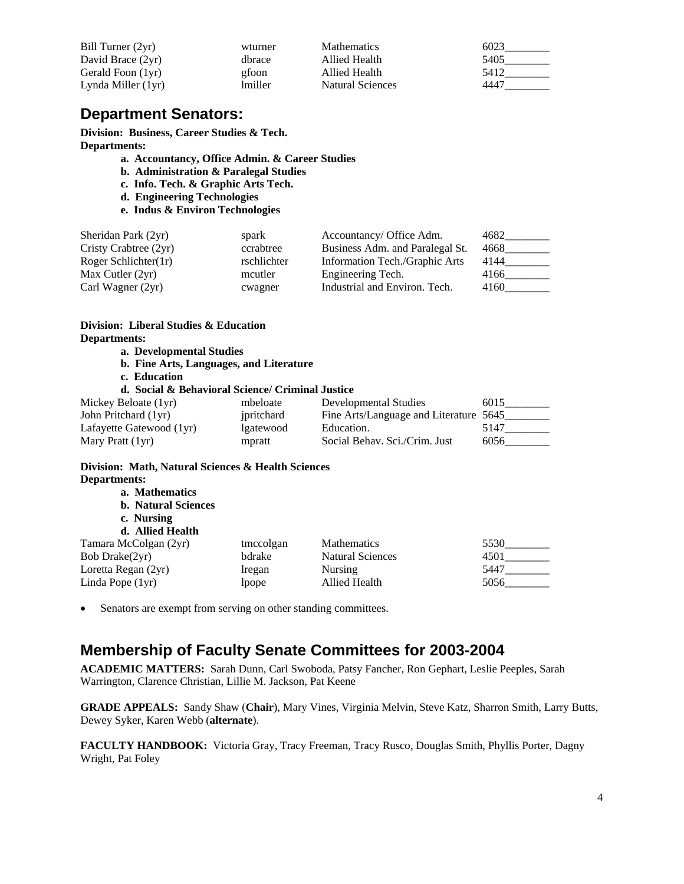| | | | |
|---|---|---|---|
| Bill Turner (2yr) | wturner | Mathematics | 6023________ |
| David Brace (2yr) | dbrace | Allied Health | 5405________ |
| Gerald Foon (1yr) | gfoon | Allied Health | 5412________ |
| Lynda Miller (1yr) | lmiller | Natural Sciences | 4447________ |

## Department Senators:

**Division: Business, Career Studies & Tech.**
**Departments:**

- **a. Accountancy, Office Admin. & Career Studies**
- **b. Administration & Paralegal Studies**
- **c. Info. Tech. & Graphic Arts Tech.**
- **d. Engineering Technologies**
- **e. Indus & Environ Technologies**

| | | | |
|---|---|---|---|
| Sheridan Park (2yr) | spark | Accountancy/ Office Adm. | 4682________ |
| Cristy Crabtree (2yr) | ccrabtree | Business Adm. and Paralegal St. | 4668________ |
| Roger Schlichter(1r) | rschlichter | Information Tech./Graphic Arts | 4144________ |
| Max Cutler (2yr) | mcutler | Engineering Tech. | 4166________ |
| Carl Wagner (2yr) | cwagner | Industrial and Environ. Tech. | 4160________ |

**Division: Liberal Studies & Education**
**Departments:**

- **a. Developmental Studies**
- **b. Fine Arts, Languages, and Literature**
- **c. Education**
- **d. Social & Behavioral Science/ Criminal Justice**

| | | | |
|---|---|---|---|
| Mickey Beloate (1yr) | mbeloate | Developmental Studies | 6015________ |
| John Pritchard (1yr) | jpritchard | Fine Arts/Language and Literature | 5645________ |
| Lafayette Gatewood (1yr) | lgatewood | Education. | 5147________ |
| Mary Pratt (1yr) | mpratt | Social Behav. Sci./Crim. Just | 6056________ |

**Division: Math, Natural Sciences & Health Sciences**
**Departments:**

- **a. Mathematics**
- **b. Natural Sciences**
- **c. Nursing**
- **d. Allied Health**

| | | | |
|---|---|---|---|
| Tamara McColgan (2yr) | tmccolgan | Mathematics | 5530________ |
| Bob Drake(2yr) | bdrake | Natural Sciences | 4501________ |
| Loretta Regan (2yr) | lregan | Nursing | 5447________ |
| Linda Pope (1yr) | lpope | Allied Health | 5056________ |

- Senators are exempt from serving on other standing committees.

## Membership of Faculty Senate Committees for 2003-2004

**ACADEMIC MATTERS:** Sarah Dunn, Carl Swoboda, Patsy Fancher, Ron Gephart, Leslie Peeples, Sarah Warrington, Clarence Christian, Lillie M. Jackson, Pat Keene

**GRADE APPEALS:** Sandy Shaw (**Chair**), Mary Vines, Virginia Melvin, Steve Katz, Sharron Smith, Larry Butts, Dewey Syker, Karen Webb (**alternate**).

**FACULTY HANDBOOK:** Victoria Gray, Tracy Freeman, Tracy Rusco, Douglas Smith, Phyllis Porter, Dagny Wright, Pat Foley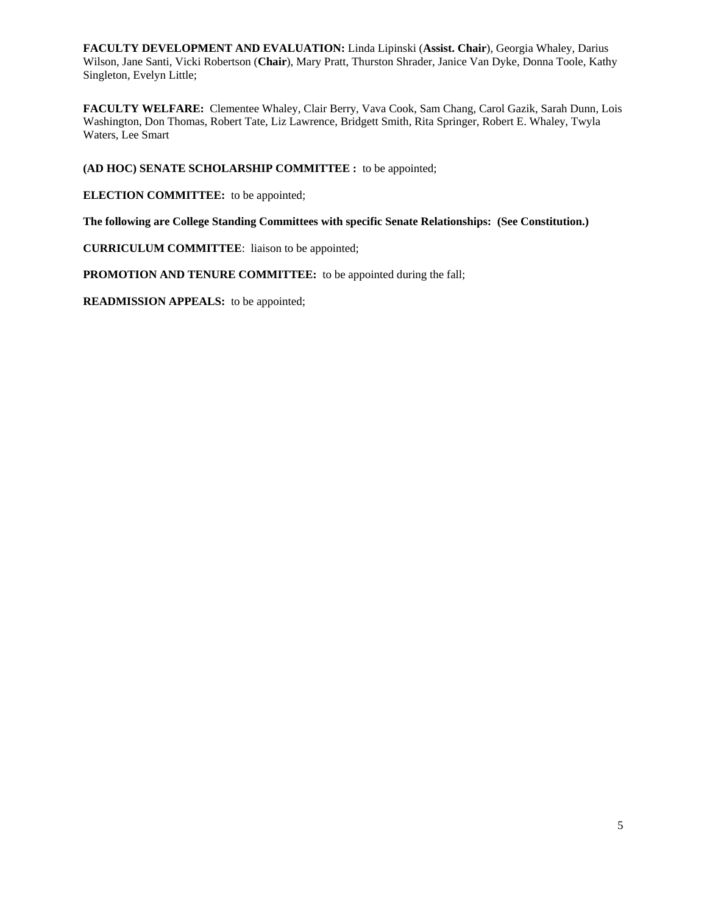**FACULTY DEVELOPMENT AND EVALUATION:** Linda Lipinski (**Assist. Chair**), Georgia Whaley, Darius Wilson, Jane Santi, Vicki Robertson (**Chair**), Mary Pratt, Thurston Shrader, Janice Van Dyke, Donna Toole, Kathy Singleton, Evelyn Little;

**FACULTY WELFARE:** Clementee Whaley, Clair Berry, Vava Cook, Sam Chang, Carol Gazik, Sarah Dunn, Lois Washington, Don Thomas, Robert Tate, Liz Lawrence, Bridgett Smith, Rita Springer, Robert E. Whaley, Twyla Waters, Lee Smart

**(AD HOC) SENATE SCHOLARSHIP COMMITTEE :** to be appointed;

**ELECTION COMMITTEE:** to be appointed;

**The following are College Standing Committees with specific Senate Relationships: (See Constitution.)**

**CURRICULUM COMMITTEE**: liaison to be appointed;

**PROMOTION AND TENURE COMMITTEE:** to be appointed during the fall;

**READMISSION APPEALS:** to be appointed;